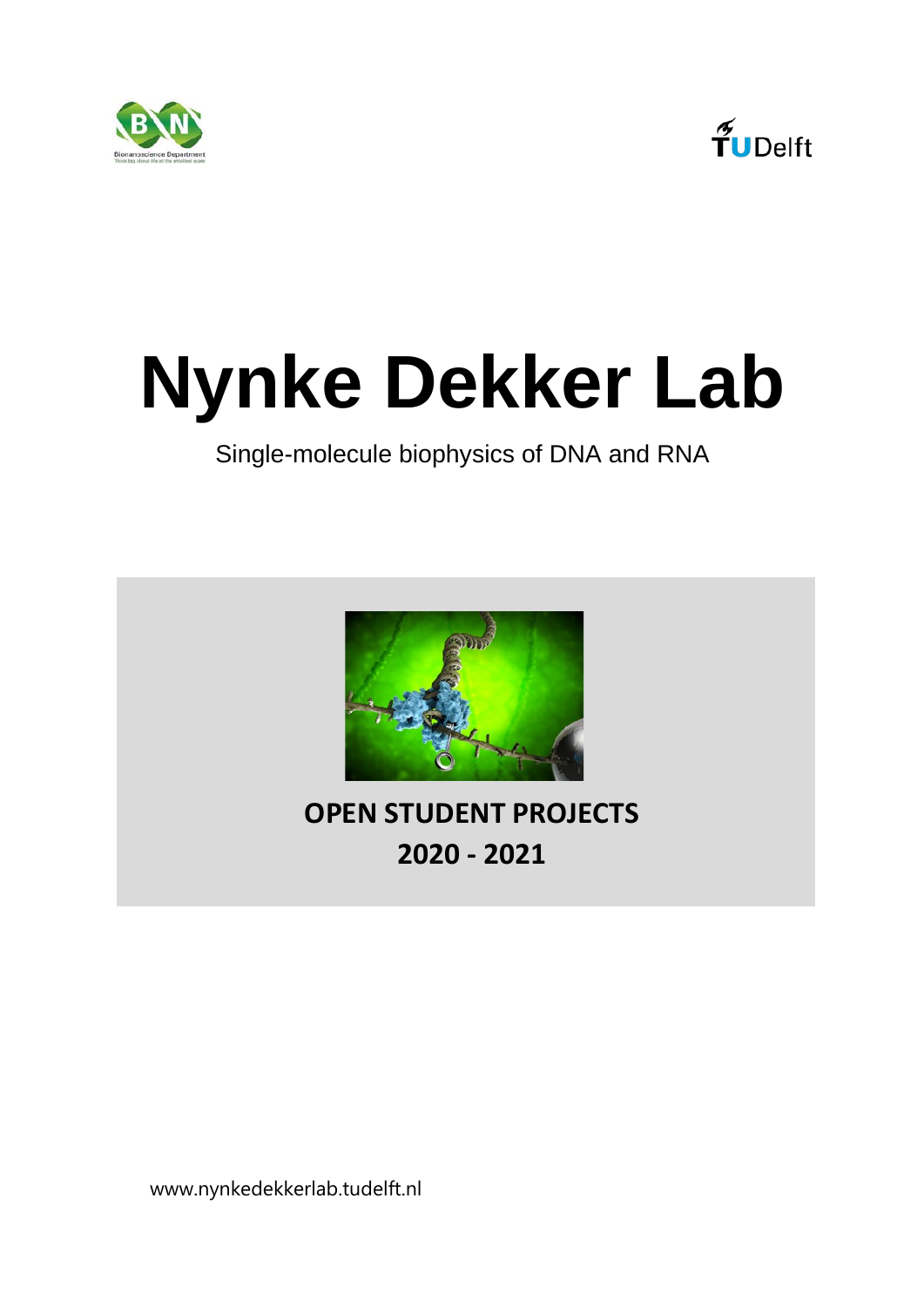# Nynke Dekker Lab

Single-molecule biophysics of DNA and RNA

**OPEN STUDENT PROJECTS**

**2020 - 2021**

www.nynkedekkerlab.tudelft.nl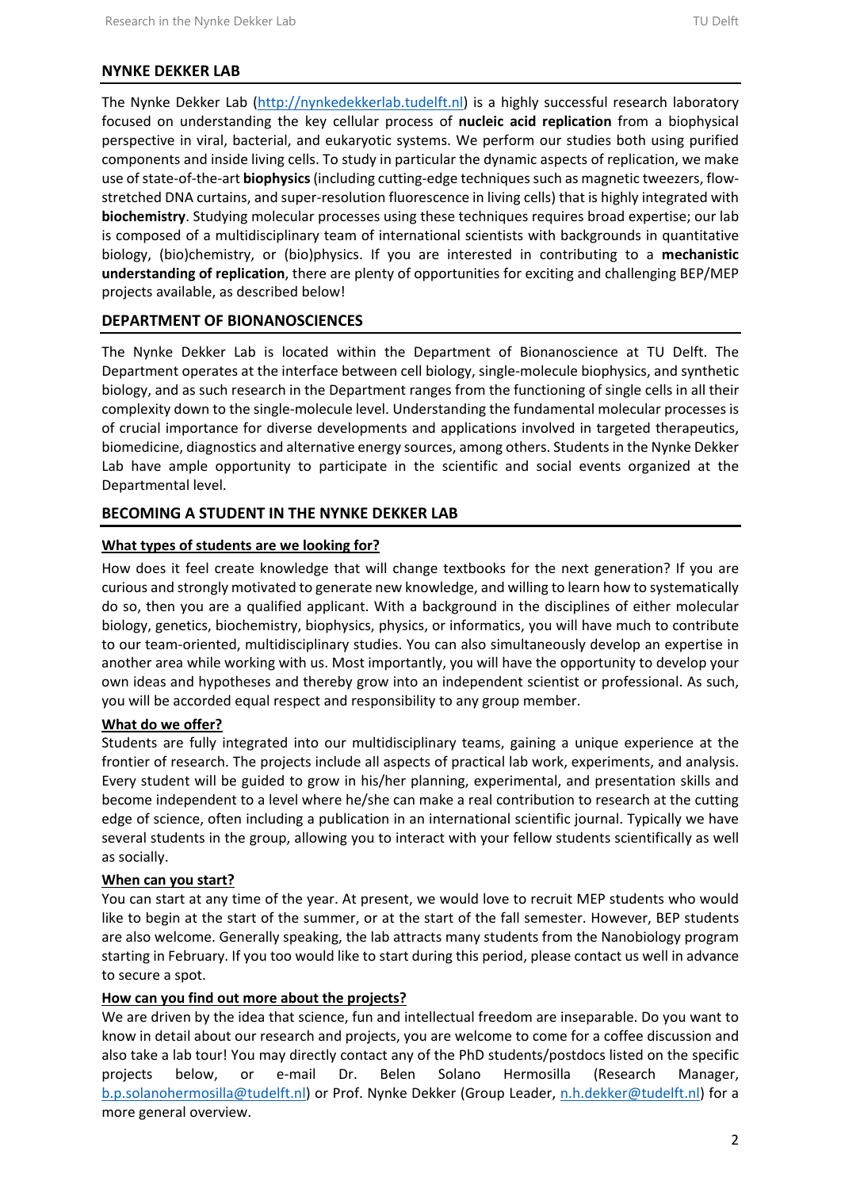## NYNKE DEKKER LAB

The Nynke Dekker Lab (http://nynkedekkerlab.tudelft.nl) is a highly successful research laboratory focused on understanding the key cellular process of **nucleic acid replication** from a biophysical perspective in viral, bacterial, and eukaryotic systems. We perform our studies both using purified components and inside living cells. To study in particular the dynamic aspects of replication, we make use of state-of-the-art **biophysics** (including cutting-edge techniques such as magnetic tweezers, flow-stretched DNA curtains, and super-resolution fluorescence in living cells) that is highly integrated with **biochemistry**. Studying molecular processes using these techniques requires broad expertise; our lab is composed of a multidisciplinary team of international scientists with backgrounds in quantitative biology, (bio)chemistry, or (bio)physics. If you are interested in contributing to a **mechanistic understanding of replication**, there are plenty of opportunities for exciting and challenging BEP/MEP projects available, as described below!

## DEPARTMENT OF BIONANOSCIENCES

The Nynke Dekker Lab is located within the Department of Bionanoscience at TU Delft. The Department operates at the interface between cell biology, single-molecule biophysics, and synthetic biology, and as such research in the Department ranges from the functioning of single cells in all their complexity down to the single-molecule level. Understanding the fundamental molecular processes is of crucial importance for diverse developments and applications involved in targeted therapeutics, biomedicine, diagnostics and alternative energy sources, among others. Students in the Nynke Dekker Lab have ample opportunity to participate in the scientific and social events organized at the Departmental level.

## BECOMING A STUDENT IN THE NYNKE DEKKER LAB

### What types of students are we looking for?

How does it feel create knowledge that will change textbooks for the next generation? If you are curious and strongly motivated to generate new knowledge, and willing to learn how to systematically do so, then you are a qualified applicant. With a background in the disciplines of either molecular biology, genetics, biochemistry, biophysics, physics, or informatics, you will have much to contribute to our team-oriented, multidisciplinary studies. You can also simultaneously develop an expertise in another area while working with us. Most importantly, you will have the opportunity to develop your own ideas and hypotheses and thereby grow into an independent scientist or professional. As such, you will be accorded equal respect and responsibility to any group member.

### What do we offer?

Students are fully integrated into our multidisciplinary teams, gaining a unique experience at the frontier of research. The projects include all aspects of practical lab work, experiments, and analysis. Every student will be guided to grow in his/her planning, experimental, and presentation skills and become independent to a level where he/she can make a real contribution to research at the cutting edge of science, often including a publication in an international scientific journal. Typically we have several students in the group, allowing you to interact with your fellow students scientifically as well as socially.

### When can you start?

You can start at any time of the year. At present, we would love to recruit MEP students who would like to begin at the start of the summer, or at the start of the fall semester. However, BEP students are also welcome. Generally speaking, the lab attracts many students from the Nanobiology program starting in February. If you too would like to start during this period, please contact us well in advance to secure a spot.

### How can you find out more about the projects?

We are driven by the idea that science, fun and intellectual freedom are inseparable. Do you want to know in detail about our research and projects, you are welcome to come for a coffee discussion and also take a lab tour! You may directly contact any of the PhD students/postdocs listed on the specific projects below, or e-mail Dr. Belen Solano Hermosilla (Research Manager, b.p.solanohermosilla@tudelft.nl) or Prof. Nynke Dekker (Group Leader, n.h.dekker@tudelft.nl) for a more general overview.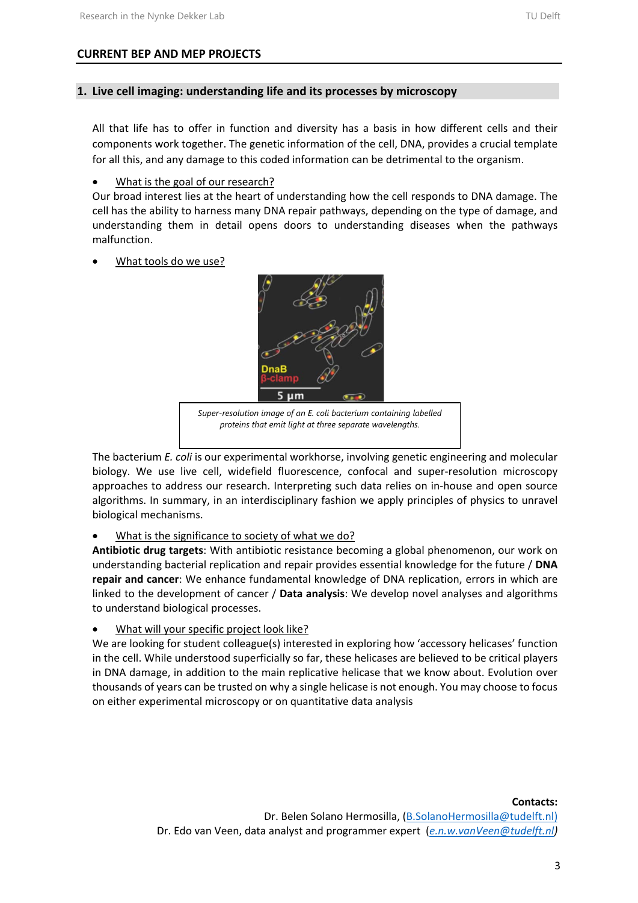## CURRENT BEP AND MEP PROJECTS

### 1. Live cell imaging: understanding life and its processes by microscopy

All that life has to offer in function and diversity has a basis in how different cells and their components work together. The genetic information of the cell, DNA, provides a crucial template for all this, and any damage to this coded information can be detrimental to the organism.

- What is the goal of our research?

Our broad interest lies at the heart of understanding how the cell responds to DNA damage. The cell has the ability to harness many DNA repair pathways, depending on the type of damage, and understanding them in detail opens doors to understanding diseases when the pathways malfunction.

- What tools do we use?

*Super-resolution image of an E. coli bacterium containing labelled proteins that emit light at three separate wavelengths.*

The bacterium *E. coli* is our experimental workhorse, involving genetic engineering and molecular biology. We use live cell, widefield fluorescence, confocal and super-resolution microscopy approaches to address our research. Interpreting such data relies on in-house and open source algorithms. In summary, in an interdisciplinary fashion we apply principles of physics to unravel biological mechanisms.

- What is the significance to society of what we do?

**Antibiotic drug targets**: With antibiotic resistance becoming a global phenomenon, our work on understanding bacterial replication and repair provides essential knowledge for the future / **DNA repair and cancer**: We enhance fundamental knowledge of DNA replication, errors in which are linked to the development of cancer / **Data analysis**: We develop novel analyses and algorithms to understand biological processes.

- What will your specific project look like?

We are looking for student colleague(s) interested in exploring how 'accessory helicases' function in the cell. While understood superficially so far, these helicases are believed to be critical players in DNA damage, in addition to the main replicative helicase that we know about. Evolution over thousands of years can be trusted on why a single helicase is not enough. You may choose to focus on either experimental microscopy or on quantitative data analysis

**Contacts:**

Dr. Belen Solano Hermosilla, (B.SolanoHermosilla@tudelft.nl)

Dr. Edo van Veen, data analyst and programmer expert (*e.n.w.vanVeen@tudelft.nl*)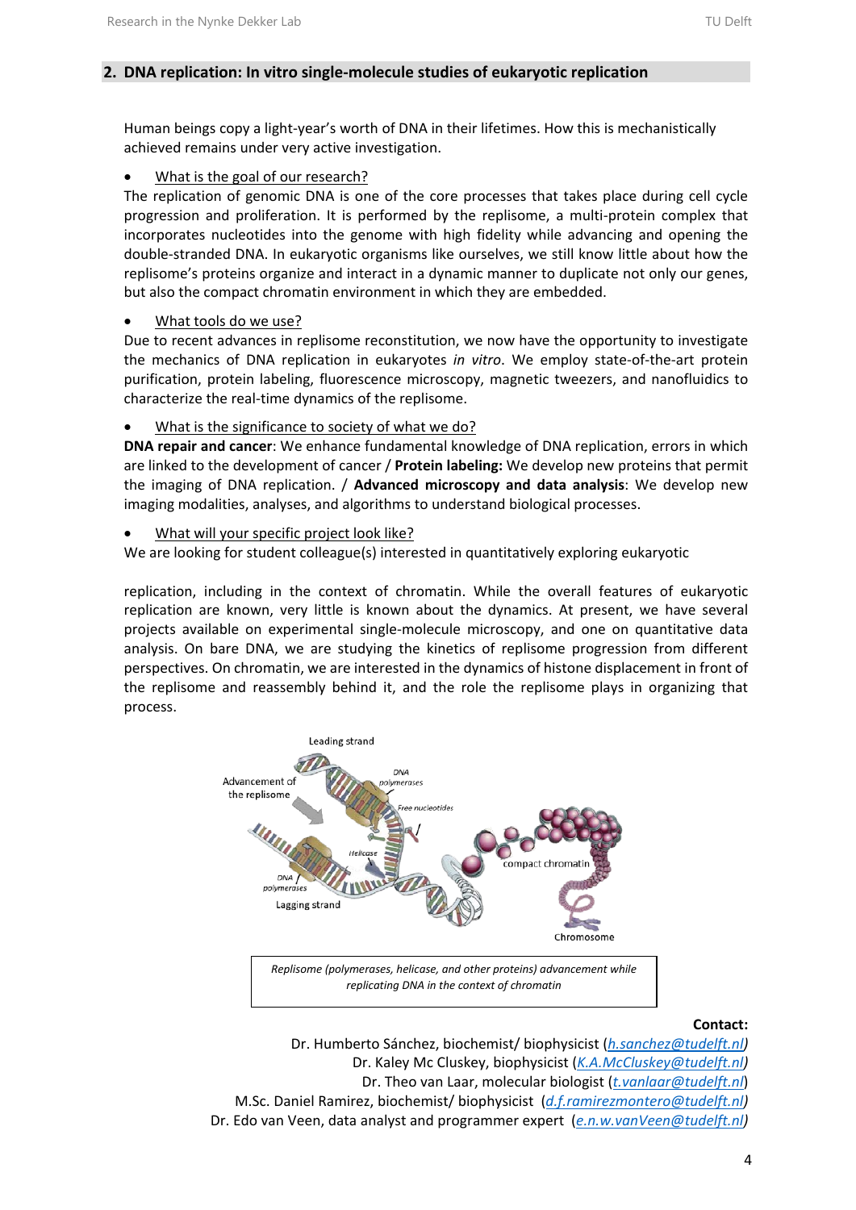## 2. DNA replication: In vitro single-molecule studies of eukaryotic replication

Human beings copy a light-year's worth of DNA in their lifetimes. How this is mechanistically achieved remains under very active investigation.

- What is the goal of our research?

The replication of genomic DNA is one of the core processes that takes place during cell cycle progression and proliferation. It is performed by the replisome, a multi-protein complex that incorporates nucleotides into the genome with high fidelity while advancing and opening the double-stranded DNA. In eukaryotic organisms like ourselves, we still know little about how the replisome's proteins organize and interact in a dynamic manner to duplicate not only our genes, but also the compact chromatin environment in which they are embedded.

- What tools do we use?

Due to recent advances in replisome reconstitution, we now have the opportunity to investigate the mechanics of DNA replication in eukaryotes *in vitro*. We employ state-of-the-art protein purification, protein labeling, fluorescence microscopy, magnetic tweezers, and nanofluidics to characterize the real-time dynamics of the replisome.

- What is the significance to society of what we do?

**DNA repair and cancer**: We enhance fundamental knowledge of DNA replication, errors in which are linked to the development of cancer / **Protein labeling:** We develop new proteins that permit the imaging of DNA replication. / **Advanced microscopy and data analysis**: We develop new imaging modalities, analyses, and algorithms to understand biological processes.

- What will your specific project look like?

We are looking for student colleague(s) interested in quantitatively exploring eukaryotic replication, including in the context of chromatin. While the overall features of eukaryotic replication are known, very little is known about the dynamics. At present, we have several projects available on experimental single-molecule microscopy, and one on quantitative data analysis. On bare DNA, we are studying the kinetics of replisome progression from different perspectives. On chromatin, we are interested in the dynamics of histone displacement in front of the replisome and reassembly behind it, and the role the replisome plays in organizing that process.

*Replisome (polymerases, helicase, and other proteins) advancement while replicating DNA in the context of chromatin*

**Contact:**

Dr. Humberto Sánchez, biochemist/ biophysicist (*h.sanchez@tudelft.nl*)

Dr. Kaley Mc Cluskey, biophysicist (*K.A.McCluskey@tudelft.nl*)

Dr. Theo van Laar, molecular biologist (*t.vanlaar@tudelft.nl*)

M.Sc. Daniel Ramirez, biochemist/ biophysicist (*d.f.ramirezmontero@tudelft.nl*)

Dr. Edo van Veen, data analyst and programmer expert (*e.n.w.vanVeen@tudelft.nl*)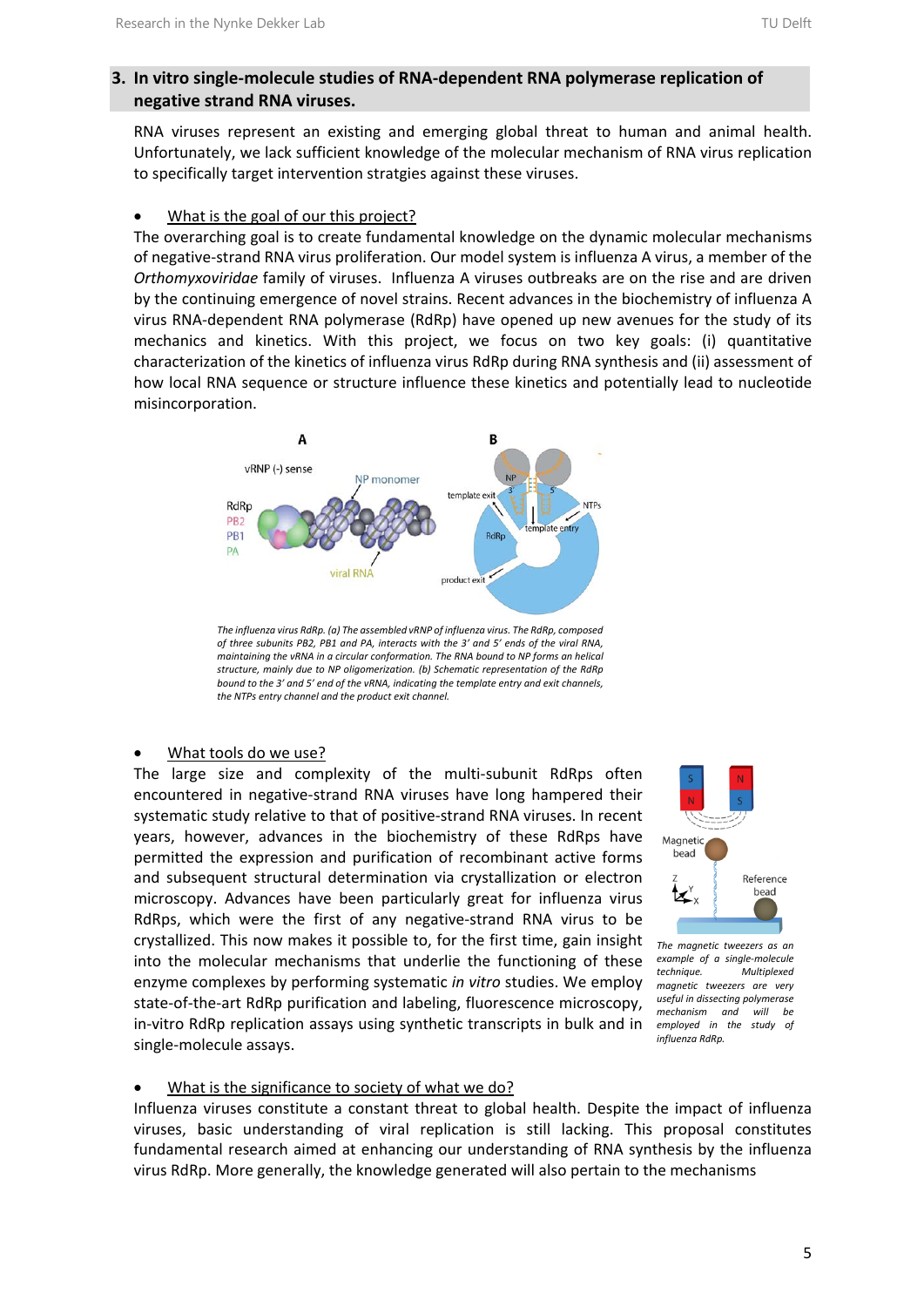## 3. In vitro single-molecule studies of RNA-dependent RNA polymerase replication of negative strand RNA viruses.

RNA viruses represent an existing and emerging global threat to human and animal health. Unfortunately, we lack sufficient knowledge of the molecular mechanism of RNA virus replication to specifically target intervention stratgies against these viruses.

- <u>What is the goal of our this project?</u>

The overarching goal is to create fundamental knowledge on the dynamic molecular mechanisms of negative-strand RNA virus proliferation. Our model system is influenza A virus, a member of the *Orthomyxoviridae* family of viruses. Influenza A viruses outbreaks are on the rise and are driven by the continuing emergence of novel strains. Recent advances in the biochemistry of influenza A virus RNA-dependent RNA polymerase (RdRp) have opened up new avenues for the study of its mechanics and kinetics. With this project, we focus on two key goals: (i) quantitative characterization of the kinetics of influenza virus RdRp during RNA synthesis and (ii) assessment of how local RNA sequence or structure influence these kinetics and potentially lead to nucleotide misincorporation.

*The influenza virus RdRp. (a) The assembled vRNP of influenza virus. The RdRp, composed of three subunits PB2, PB1 and PA, interacts with the 3' and 5' ends of the viral RNA, maintaining the vRNA in a circular conformation. The RNA bound to NP forms an helical structure, mainly due to NP oligomerization. (b) Schematic representation of the RdRp bound to the 3' and 5' end of the vRNA, indicating the template entry and exit channels, the NTPs entry channel and the product exit channel.*

- <u>What tools do we use?</u>

The large size and complexity of the multi-subunit RdRps often encountered in negative-strand RNA viruses have long hampered their systematic study relative to that of positive-strand RNA viruses. In recent years, however, advances in the biochemistry of these RdRps have permitted the expression and purification of recombinant active forms and subsequent structural determination via crystallization or electron microscopy. Advances have been particularly great for influenza virus RdRps, which were the first of any negative-strand RNA virus to be crystallized. This now makes it possible to, for the first time, gain insight into the molecular mechanisms that underlie the functioning of these enzyme complexes by performing systematic *in vitro* studies. We employ state-of-the-art RdRp purification and labeling, fluorescence microscopy, in-vitro RdRp replication assays using synthetic transcripts in bulk and in single-molecule assays.

*The magnetic tweezers as an example of a single-molecule technique. Multiplexed magnetic tweezers are very useful in dissecting polymerase mechanism and will be employed in the study of influenza RdRp.*

- <u>What is the significance to society of what we do?</u>

Influenza viruses constitute a constant threat to global health. Despite the impact of influenza viruses, basic understanding of viral replication is still lacking. This proposal constitutes fundamental research aimed at enhancing our understanding of RNA synthesis by the influenza virus RdRp. More generally, the knowledge generated will also pertain to the mechanisms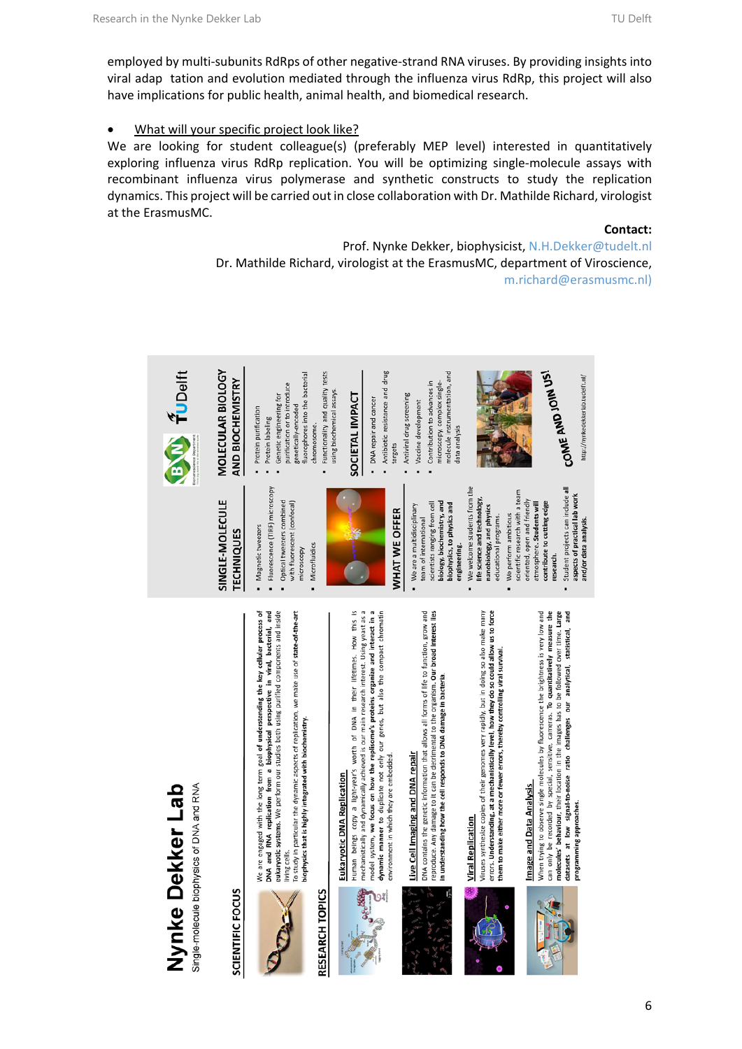employed by multi-subunits RdRps of other negative-strand RNA viruses. By providing insights into viral adap tation and evolution mediated through the influenza virus RdRp, this project will also have implications for public health, animal health, and biomedical research.

- <u>What will your specific project look like?</u>

We are looking for student colleague(s) (preferably MEP level) interested in quantitatively exploring influenza virus RdRp replication. You will be optimizing single-molecule assays with recombinant influenza virus polymerase and synthetic constructs to study the replication dynamics. This project will be carried out in close collaboration with Dr. Mathilde Richard, virologist at the ErasmusMC.

**Contact:**
Prof. Nynke Dekker, biophysicist, N.H.Dekker@tudelft.nl
Dr. Mathilde Richard, virologist at the ErasmusMC, department of Viroscience, m.richard@erasmusmc.nl)

# Nynke Dekker Lab

Single-molecule biophysics of DNA and RNA

## SCIENTIFIC FOCUS

We are engaged with the long term goal of **understanding the key cellular process of DNA and RNA replication from a biophysical perspective in viral, bacterial, and eukaryotic systems.** We perform our studies both using purified components and inside living cells.
To study in particular the dynamic aspects of replication, we make use of **state-of-the-art biophysics that is highly integrated with biochemistry.**

## RESEARCH TOPICS

**<u>Eukaryotic DNA Replication</u>**
Human beings copy a light-year's worth of DNA in their lifetimes. How this is mechanistically and dynamically achieved is our main research interest. Using yeast as a model system, **we focus on how the replisome's proteins organize and interact in a dynamic manner to duplicate** not only our genes, but also the compact chromatin environment in which they are embedded.

**<u>Live Cell Imaging and DNA repair</u>**
DNA contains the genetic information that allows all forms of life to function, grow and reproduce. Any damage to it can be detrimental to the organism. **Our broad interest lies in understanding how the cell responds to DNA damage in bacteria.**

**<u>Viral Replication</u>**
Viruses synthesize copies of their genomes very rapidly, but in doing so also make many errors. **Understanding, at a mechanistically level, how they do so could allow us to force them to make either more or fewer errors, thereby controlling viral survival.**

**<u>Image and Data Analysis</u>**
When trying to observe single molecules by fluorescence the brightness is very low and can only be recorded by special, sensitive, cameras. **To quantitatively measure the molecules behaviour**, their location in the images has to be followed over time. **Large datasets at low signal-to-noise ratio challenges our analytical, statistical, and programming approaches.**

## SINGLE-MOLECULE TECHNIQUES

- Magnetic tweezers
- Fluorescence (TIRF) microscopy
- Optical tweezers combined with fluorescent (confocal) microscopy
- Microfluidics

## WHAT WE OFFER

- We are a multidisciplinary team of international scientists ranging from cell biology, biochemistry, and biophysics, to physics and engineering.
- We welcome students from the **life science and technology, nanobiology, and physics** educational programs.
- We perform ambitious scientific research with a team oriented, open and friendly atmosphere. **Students will contribute to cutting edge research.**
- Student projects can include **all aspects of practical lab work and/or data analysis.**

## MOLECULAR BIOLOGY AND BIOCHEMISTRY

- Protein purification
- Protein labeling
- Genetic engineering for purification or to introduce genetically-encoded fluorophores into the bacterial chromosome.
- Functionality and quality tests using biochemical assays.

## SOCIETAL IMPACT

- DNA repair and cancer
- Antibiotic resistance and drug targets
- Antiviral drug screening
- Vaccine development
- Contribution to advances in microscopy, complex single-molecule instrumentation, and data analysis

**COME AND JOIN US!**

http://nynkedekkerlab.tudelft.nl/